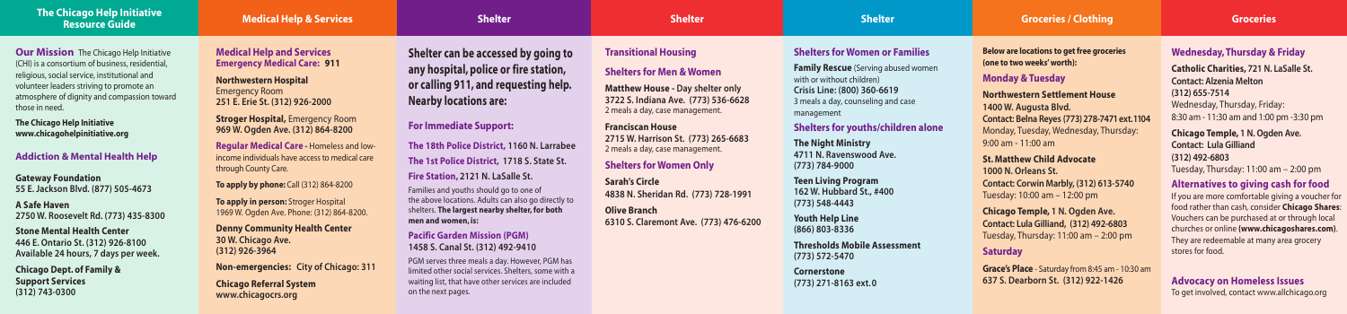# The Chicago Help Initiative Resource Guide

**Our Mission** The Chicago Help Initiative (CHI) is a consortium of business, residential, religious, social service, institutional and volunteer leaders striving to promote an atmosphere of dignity and compassion toward those in need.

**The Chicago Help Initiative**
**www.chicagohelpinitiative.org**

## Addiction & Mental Health Help

**Gateway Foundation**
**55 E. Jackson Blvd. (877) 505-4673**

**A Safe Haven**
**2750 W. Roosevelt Rd. (773) 435-8300**

**Stone Mental Health Center**
**446 E. Ontario St. (312) 926-8100**
**Available 24 hours, 7 days per week.**

**Chicago Dept. of Family & Support Services**
**(312) 743-0300**

# Medical Help & Services

## Medical Help and Services

**Emergency Medical Care: 911**

**Northwestern Hospital**
Emergency Room
**251 E. Erie St. (312) 926-2000**

**Stroger Hospital,** Emergency Room
**969 W. Ogden Ave. (312) 864-8200**

**Regular Medical Care -** Homeless and low-income individuals have access to medical care through County Care.

**To apply by phone:** Call (312) 864-8200

**To apply in person:** Stroger Hospital 1969 W. Ogden Ave. Phone: (312) 864-8200.

**Denny Community Health Center**
**30 W. Chicago Ave.**
**(312) 926-3964**

**Non-emergencies: City of Chicago: 311**

**Chicago Referral System**
**www.chicagocrs.org**

# Shelter

**Shelter can be accessed by going to any hospital, police or fire station, or calling 911, and requesting help. Nearby locations are:**

## For Immediate Support:

**The 18th Police District, 1160 N. Larrabee**

**The 1st Police District, 1718 S. State St.**

**Fire Station, 2121 N. LaSalle St.**

Families and youths should go to one of the above locations. Adults can also go directly to shelters. **The largest nearby shelter, for both men and women, is:**

**Pacific Garden Mission (PGM)**
**1458 S. Canal St. (312) 492-9410**

PGM serves three meals a day. However, PGM has limited other social services. Shelters, some with a waiting list, that have other services are included on the next pages.

# Shelter

## Transitional Housing

## Shelters for Men & Women

**Matthew House - Day shelter only**
**3722 S. Indiana Ave. (773) 536-6628**
2 meals a day, case management.

**Franciscan House**
**2715 W. Harrison St. (773) 265-6683**
2 meals a day, case management.

## Shelters for Women Only

**Sarah's Circle**
**4838 N. Sheridan Rd. (773) 728-1991**

**Olive Branch**
**6310 S. Claremont Ave. (773) 476-6200**

# Shelter

## Shelters for Women or Families

**Family Rescue** (Serving abused women with or without children)
**Crisis Line: (800) 360-6619**
3 meals a day, counseling and case management

## Shelters for youths/children alone

**The Night Ministry**
**4711 N. Ravenswood Ave.**
**(773) 784-9000**

**Teen Living Program**
**162 W. Hubbard St., #400**
**(773) 548-4443**

**Youth Help Line**
**(866) 803-8336**

**Thresholds Mobile Assessment**
**(773) 572-5470**

**Cornerstone**
**(773) 271-8163 ext. 0**

# Groceries / Clothing

**Below are locations to get free groceries (one to two weeks' worth):**

## Monday & Tuesday

**Northwestern Settlement House**
**1400 W. Augusta Blvd.**
**Contact: Belna Reyes (773) 278-7471 ext. 1104**
Monday, Tuesday, Wednesday, Thursday: 9:00 am - 11:00 am

**St. Matthew Child Advocate**
**1000 N. Orleans St.**
**Contact: Corwin Marbly, (312) 613-5740**
Tuesday: 10:00 am – 12:00 pm

**Chicago Temple, 1 N. Ogden Ave.**
**Contact: Lula Gilliand, (312) 492-6803**
Tuesday, Thursday: 11:00 am – 2:00 pm

## Saturday

**Grace's Place** - Saturday from 8:45 am - 10:30 am
**637 S. Dearborn St. (312) 922-1426**

# Groceries

## Wednesday, Thursday & Friday

**Catholic Charities, 721 N. LaSalle St.**
**Contact: Alzenia Melton**
**(312) 655-7514**
Wednesday, Thursday, Friday:
8:30 am - 11:30 am and 1:00 pm -3:30 pm

**Chicago Temple, 1 N. Ogden Ave.**
**Contact: Lula Gilliand**
**(312) 492-6803**
Tuesday, Thursday: 11:00 am – 2:00 pm

## Alternatives to giving cash for food

If you are more comfortable giving a voucher for food rather than cash, consider **Chicago Shares**: Vouchers can be purchased at or through local churches or online **(www.chicagoshares.com)**. They are redeemable at many area grocery stores for food.

## Advocacy on Homeless Issues

To get involved, contact www.allchicago.org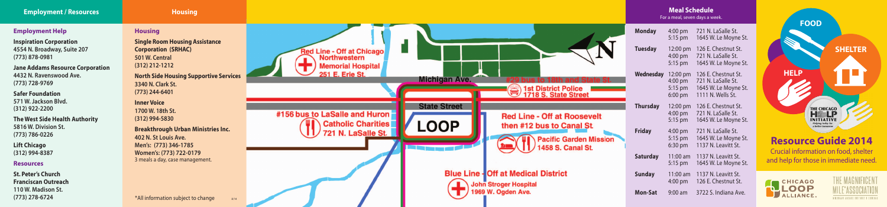## Employment / Resources

### Employment Help

**Inspiration Corporation**
4554 N. Broadway, Suite 207
(773) 878-0981

**Jane Addams Resource Corporation**
4432 N. Ravenswood Ave.
(773) 728-9769

**Safer Foundation**
571 W. Jackson Blvd.
(312) 922-2200

**The West Side Health Authority**
5816 W. Division St.
(773) 786-0226

**Lift Chicago**
(312) 994-8387

### Resources

**St. Peter's Church Franciscan Outreach**
110 W. Madison St.
(773) 278-6724

## Housing

### Housing

**Single Room Housing Assistance Corporation (SRHAC)**
501 W. Central
(312) 212-1212

**North Side Housing Supportive Services**
3340 N. Clark St.
(773) 244-6401

**Inner Voice**
1700 W. 18th St.
(312) 994-5830

**Breakthrough Urban Ministries Inc.**
402 N. St Louis Ave.
Men's: (773) 346-1785
Women's: (773) 722-0179
3 meals a day, case management.

*All information subject to change

Red Line - Off at Chicago
Northwestern Memorial Hospital
251 E. Erie St.

Michigan Ave.

#29 bus to 18th and State St.

1st District Police
1718 S. State Street

State Street

#156 bus to LaSalle and Huron

Catholic Charities
721 N. LaSalle St.

LOOP

Red Line - Off at Roosevelt then #12 bus to Canal St.

Pacific Garden Mission
1458 S. Canal St.

Blue Line - Off at Medical District

John Stroger Hospital
1969 W. Ogden Ave.

N

## Meal Schedule

For a meal, seven days a week.

| | | |
|---|---|---|
| **Monday** | 4:00 pm | 721 N. LaSalle St. |
| | 5:15 pm | 1645 W. Le Moyne St. |
| **Tuesday** | 12:00 pm | 126 E. Chestnut St. |
| | 4:00 pm | 721 N. LaSalle St. |
| | 5:15 pm | 1645 W. Le Moyne St. |
| **Wednesday** | 12:00 pm | 126 E. Chestnut St. |
| | 4:00 pm | 721 N. LaSalle St. |
| | 5:15 pm | 1645 W. Le Moyne St. |
| | 6:00 pm | 1111 N. Wells St. |
| **Thursday** | 12:00 pm | 126 E. Chestnut St. |
| | 4:00 pm | 721 N. LaSalle St. |
| | 5:15 pm | 1645 W. Le Moyne St. |
| **Friday** | 4:00 pm | 721 N. LaSalle St. |
| | 5:15 pm | 1645 W. Le Moyne St. |
| | 6:30 pm | 1137 N. Leavitt St. |
| **Saturday** | 11:00 am | 1137 N. Leavitt St. |
| | 5:15 pm | 1645 W. Le Moyne St. |
| **Sunday** | 11:00 am | 1137 N. Leavitt St. |
| | 4:00 pm | 126 E. Chestnut St. |
| **Mon-Sat** | 9:00 am | 3722 S. Indiana Ave. |

FOOD

SHELTER

HELP

THE CHICAGO HELP INITIATIVE

## Resource Guide 2014

Crucial information on food, shelter and help for those in immediate need.

CHICAGO LOOP ALLIANCE.

THE MAGNIFICENT MILE ASSOCIATION